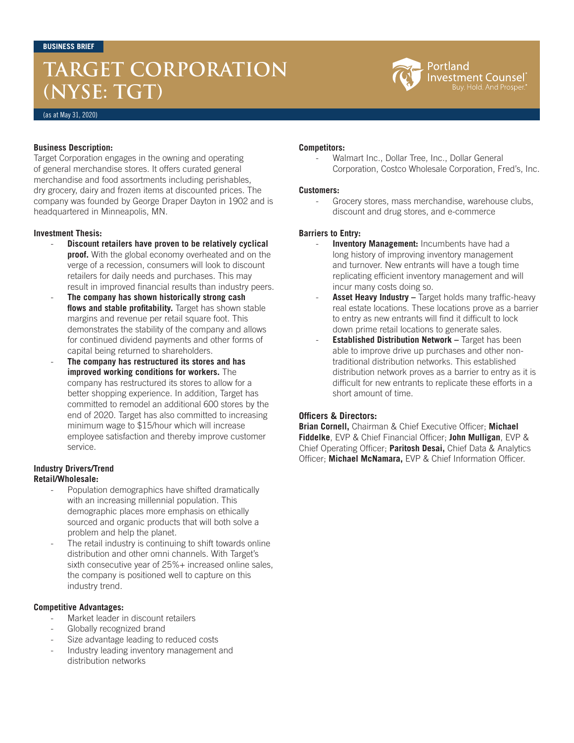BUSINESS BRIEF

# TARGET CORPORATION (NYSE: TGT)

Portland Investment Counsel® Buy. Hold. And Prosper.®

(as at May 31, 2020)

**Business Description:**
Target Corporation engages in the owning and operating of general merchandise stores. It offers curated general merchandise and food assortments including perishables, dry grocery, dairy and frozen items at discounted prices. The company was founded by George Draper Dayton in 1902 and is headquartered in Minneapolis, MN.

**Investment Thesis:**

- **Discount retailers have proven to be relatively cyclical proof.** With the global economy overheated and on the verge of a recession, consumers will look to discount retailers for daily needs and purchases. This may result in improved financial results than industry peers.
- **The company has shown historically strong cash flows and stable profitability.** Target has shown stable margins and revenue per retail square foot. This demonstrates the stability of the company and allows for continued dividend payments and other forms of capital being returned to shareholders.
- **The company has restructured its stores and has improved working conditions for workers.** The company has restructured its stores to allow for a better shopping experience. In addition, Target has committed to remodel an additional 600 stores by the end of 2020. Target has also committed to increasing minimum wage to $15/hour which will increase employee satisfaction and thereby improve customer service.

**Industry Drivers/Trend**
**Retail/Wholesale:**

- Population demographics have shifted dramatically with an increasing millennial population. This demographic places more emphasis on ethically sourced and organic products that will both solve a problem and help the planet.
- The retail industry is continuing to shift towards online distribution and other omni channels. With Target's sixth consecutive year of 25%+ increased online sales, the company is positioned well to capture on this industry trend.

**Competitive Advantages:**

- Market leader in discount retailers
- Globally recognized brand
- Size advantage leading to reduced costs
- Industry leading inventory management and distribution networks

**Competitors:**

- Walmart Inc., Dollar Tree, Inc., Dollar General Corporation, Costco Wholesale Corporation, Fred's, Inc.

**Customers:**

- Grocery stores, mass merchandise, warehouse clubs, discount and drug stores, and e-commerce

**Barriers to Entry:**

- **Inventory Management:** Incumbents have had a long history of improving inventory management and turnover. New entrants will have a tough time replicating efficient inventory management and will incur many costs doing so.
- **Asset Heavy Industry –** Target holds many traffic-heavy real estate locations. These locations prove as a barrier to entry as new entrants will find it difficult to lock down prime retail locations to generate sales.
- **Established Distribution Network –** Target has been able to improve drive up purchases and other non-traditional distribution networks. This established distribution network proves as a barrier to entry as it is difficult for new entrants to replicate these efforts in a short amount of time.

**Officers & Directors:**
**Brian Cornell,** Chairman & Chief Executive Officer; **Michael Fiddelke**, EVP & Chief Financial Officer; **John Mulligan**, EVP & Chief Operating Officer; **Paritosh Desai,** Chief Data & Analytics Officer; **Michael McNamara,** EVP & Chief Information Officer.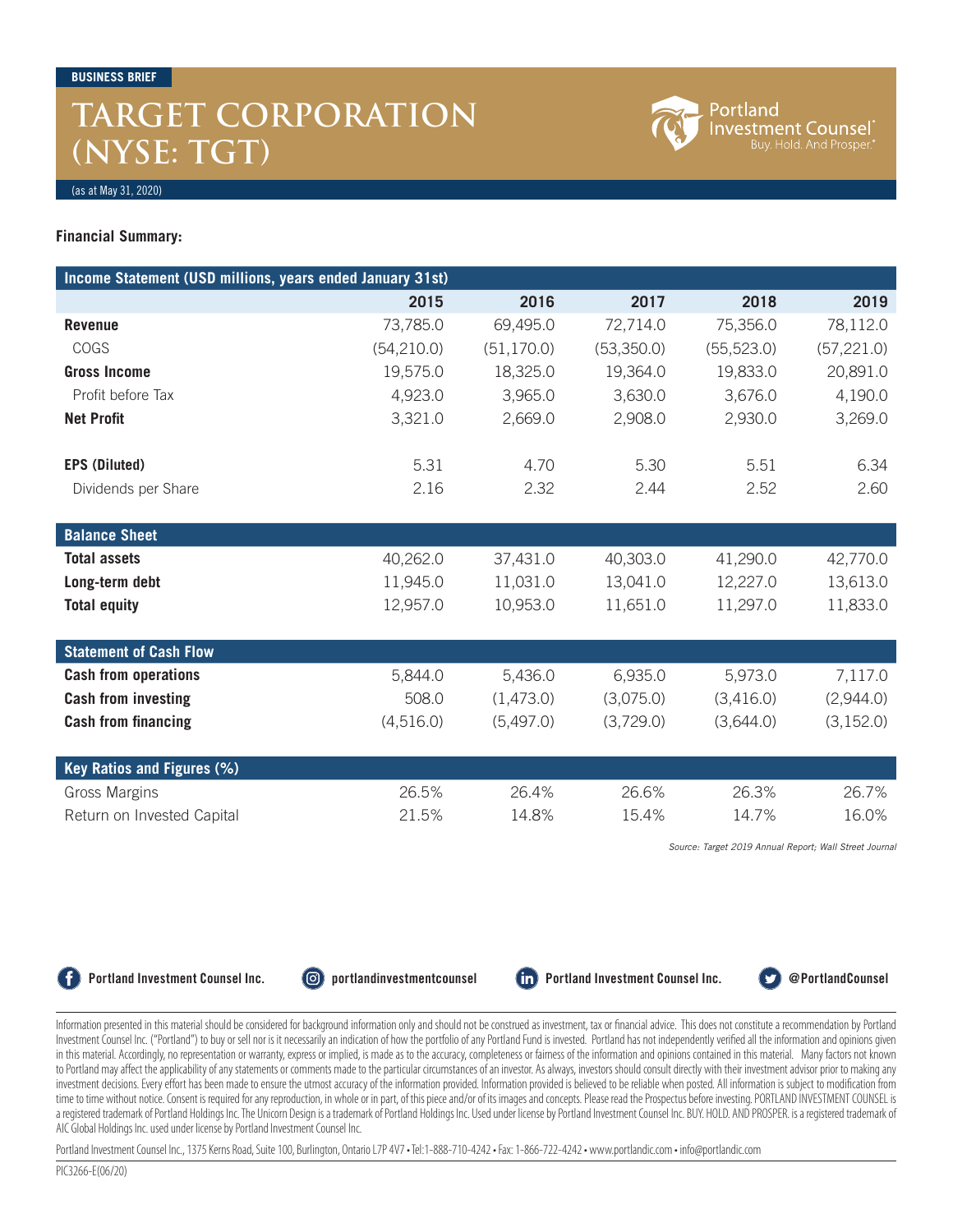BUSINESS BRIEF

# TARGET CORPORATION (NYSE: TGT)

Portland Investment Counsel® Buy. Hold. And Prosper.®

(as at May 31, 2020)

**Financial Summary:**

| Income Statement (USD millions, years ended January 31st) | 2015 | 2016 | 2017 | 2018 | 2019 |
|---|---|---|---|---|---|
| **Revenue** | 73,785.0 | 69,495.0 | 72,714.0 | 75,356.0 | 78,112.0 |
| COGS | (54,210.0) | (51,170.0) | (53,350.0) | (55,523.0) | (57,221.0) |
| **Gross Income** | 19,575.0 | 18,325.0 | 19,364.0 | 19,833.0 | 20,891.0 |
| Profit before Tax | 4,923.0 | 3,965.0 | 3,630.0 | 3,676.0 | 4,190.0 |
| **Net Profit** | 3,321.0 | 2,669.0 | 2,908.0 | 2,930.0 | 3,269.0 |
| **EPS (Diluted)** | 5.31 | 4.70 | 5.30 | 5.51 | 6.34 |
| Dividends per Share | 2.16 | 2.32 | 2.44 | 2.52 | 2.60 |
| **Balance Sheet** | | | | | |
| **Total assets** | 40,262.0 | 37,431.0 | 40,303.0 | 41,290.0 | 42,770.0 |
| **Long-term debt** | 11,945.0 | 11,031.0 | 13,041.0 | 12,227.0 | 13,613.0 |
| **Total equity** | 12,957.0 | 10,953.0 | 11,651.0 | 11,297.0 | 11,833.0 |
| **Statement of Cash Flow** | | | | | |
| **Cash from operations** | 5,844.0 | 5,436.0 | 6,935.0 | 5,973.0 | 7,117.0 |
| **Cash from investing** | 508.0 | (1,473.0) | (3,075.0) | (3,416.0) | (2,944.0) |
| **Cash from financing** | (4,516.0) | (5,497.0) | (3,729.0) | (3,644.0) | (3,152.0) |
| **Key Ratios and Figures (%)** | | | | | |
| Gross Margins | 26.5% | 26.4% | 26.6% | 26.3% | 26.7% |
| Return on Invested Capital | 21.5% | 14.8% | 15.4% | 14.7% | 16.0% |

*Source: Target 2019 Annual Report; Wall Street Journal*

Portland Investment Counsel Inc. | portlandinvestmentcounsel | Portland Investment Counsel Inc. | @PortlandCounsel

Information presented in this material should be considered for background information only and should not be construed as investment, tax or financial advice. This does not constitute a recommendation by Portland Investment Counsel Inc. ("Portland") to buy or sell nor is it necessarily an indication of how the portfolio of any Portland Fund is invested. Portland has not independently verified all the information and opinions given in this material. Accordingly, no representation or warranty, express or implied, is made as to the accuracy, completeness or fairness of the information and opinions contained in this material. Many factors not known to Portland may affect the applicability of any statements or comments made to the particular circumstances of an investor. As always, investors should consult directly with their investment advisor prior to making any investment decisions. Every effort has been made to ensure the utmost accuracy of the information provided. Information provided is believed to be reliable when posted. All information is subject to modification from time to time without notice. Consent is required for any reproduction, in whole or in part, of this piece and/or of its images and concepts. Please read the Prospectus before investing. PORTLAND INVESTMENT COUNSEL is a registered trademark of Portland Holdings Inc. The Unicorn Design is a trademark of Portland Holdings Inc. Used under license by Portland Investment Counsel Inc. BUY. HOLD. AND PROSPER. is a registered trademark of AIC Global Holdings Inc. used under license by Portland Investment Counsel Inc.

Portland Investment Counsel Inc., 1375 Kerns Road, Suite 100, Burlington, Ontario L7P 4V7 • Tel:1-888-710-4242 • Fax: 1-866-722-4242 • www.portlandic.com • info@portlandic.com

PIC3266-E(06/20)